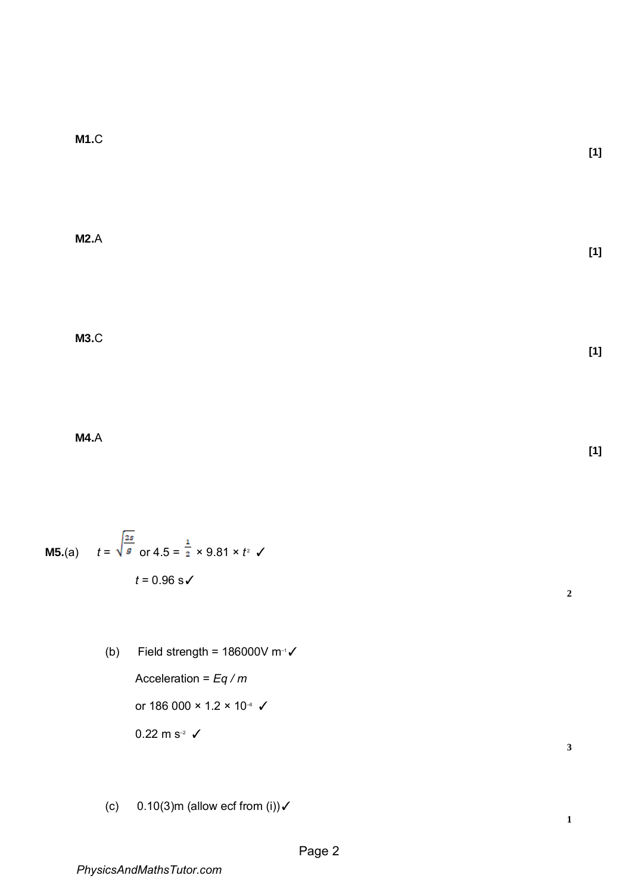**M1.** C

**[1]**

**M2.** A

**[1]**

**M3.** C

**[1]**

**M4.** A

**[1]**

**M5.** (a) $t = \sqrt{\frac{2s}{g}}$ or $4.5 = \frac{1}{2} \times 9.81 \times t^2$ ✓

$t = 0.96$ s ✓

2

(b) Field strength = 186000V $m^{-1}$ ✓

Acceleration = $Eq / m$

or $186\,000 \times 1.2 \times 10^{-6}$ ✓

0.22 m $s^{-2}$ ✓

3

(c) 0.10(3)m (allow ecf from (i)) ✓

1

PhysicsAndMathsTutor.com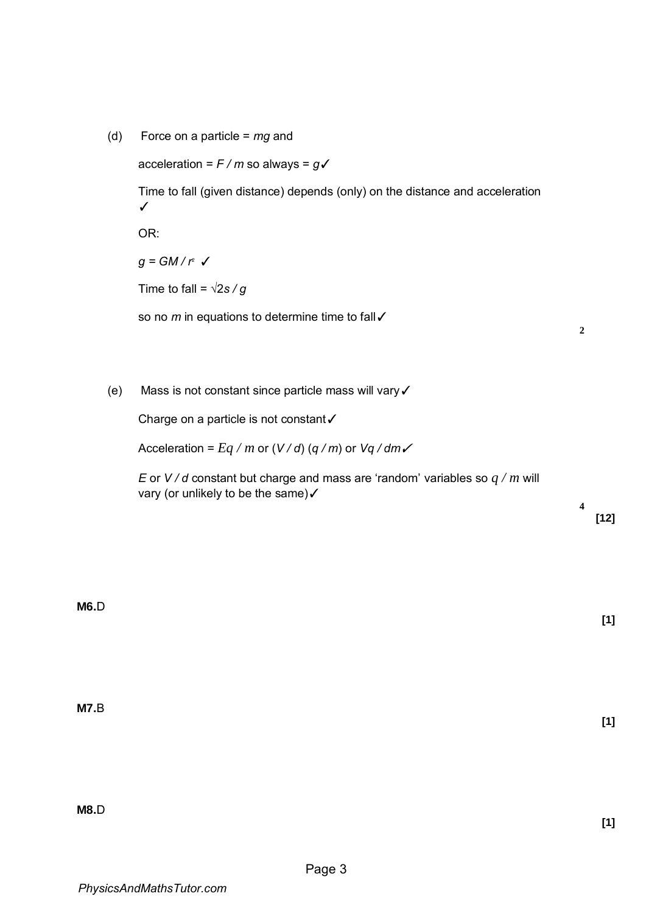(d) Force on a particle = $mg$ and

acceleration = $F / m$ so always = $g$ ✓

Time to fall (given distance) depends (only) on the distance and acceleration ✓

OR:

$g = GM / r^2$ ✓

Time to fall = $\sqrt{2s / g}$

so no $m$ in equations to determine time to fall ✓

**2**

(e) Mass is not constant since particle mass will vary ✓

Charge on a particle is not constant ✓

Acceleration = $Eq / m$ or $(V / d)(q / m)$ or $Vq / dm$ ✓

$E$ or $V / d$ constant but charge and mass are 'random' variables so $q / m$ will vary (or unlikely to be the same) ✓

**4**

**[12]**

**M6.** D

**[1]**

**M7.** B

**[1]**

**M8.** D

**[1]**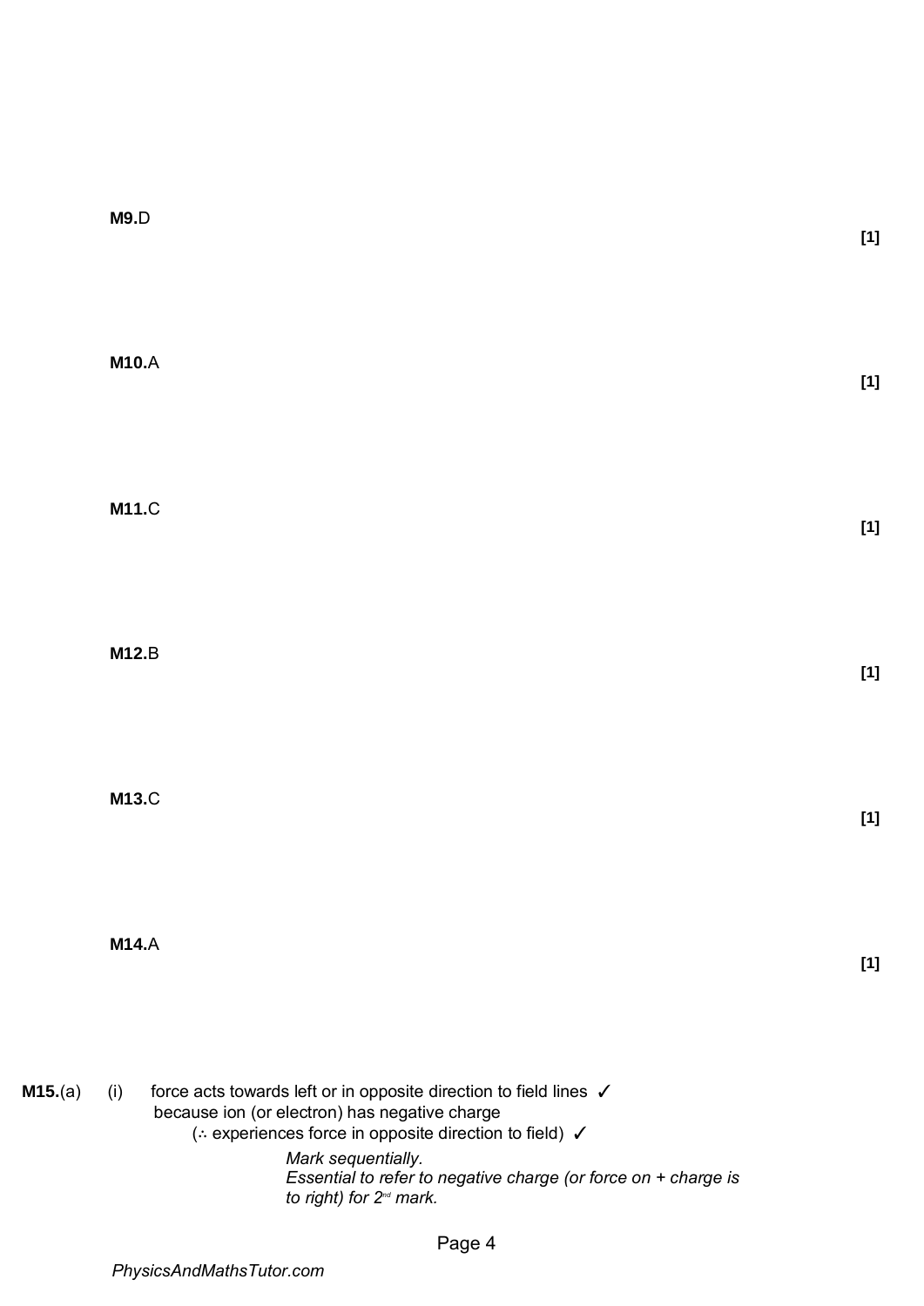**M9.** D

**[1]**

**M10.** A

**[1]**

**M11.** C

**[1]**

**M12.** B

**[1]**

**M13.** C

**[1]**

**M14.** A

**[1]**

**M15.** (a) (i) force acts towards left or in opposite direction to field lines ✓
because ion (or electron) has negative charge
(∴ experiences force in opposite direction to field) ✓

*Mark sequentially.*
*Essential to refer to negative charge (or force on + charge is to right) for 2nd mark.*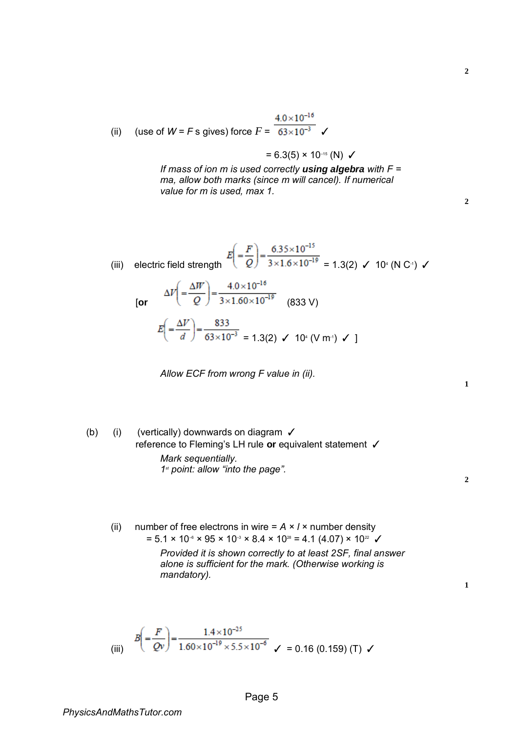**2**

(ii) (use of $W = F s$ gives) force $F = \dfrac{4.0\times10^{-16}}{63\times10^{-3}}$ ✓

$= 6.3(5) \times 10^{-15}$ (N) ✓

*If mass of ion m is used correctly* ***using algebra*** *with F = ma, allow both marks (since m will cancel). If numerical value for m is used, max 1.*

**2**

(iii) electric field strength $E\left(=\dfrac{F}{Q}\right)=\dfrac{6.35\times10^{-15}}{3\times1.6\times10^{-19}}$ = 1.3(2) ✓ $10^4$ (N $C^{-1}$) ✓

[**or** $\Delta V\left(=\dfrac{\Delta W}{Q}\right)=\dfrac{4.0\times10^{-16}}{3\times1.60\times10^{-19}}$ (833 V)

$E\left(=\dfrac{\Delta V}{d}\right)=\dfrac{833}{63\times10^{-3}}$ = 1.3(2) ✓ $10^4$ (V $m^{-1}$) ✓ ]

*Allow ECF from wrong F value in (ii).*

**1**

(b) (i) (vertically) downwards on diagram ✓

reference to Fleming's LH rule **or** equivalent statement ✓

*Mark sequentially.*

*1st point: allow "into the page".*

**2**

(ii) number of free electrons in wire = $A \times l \times$ number density

$= 5.1 \times 10^{-6} \times 95 \times 10^{-3} \times 8.4 \times 10^{28} = 4.1\ (4.07) \times 10^{22}$ ✓

*Provided it is shown correctly to at least 2SF, final answer alone is sufficient for the mark. (Otherwise working is mandatory).*

**1**

(iii) $B\left(=\dfrac{F}{Qv}\right)=\dfrac{1.4\times10^{-25}}{1.60\times10^{-19}\times5.5\times10^{-6}}$ ✓ = 0.16 (0.159) (T) ✓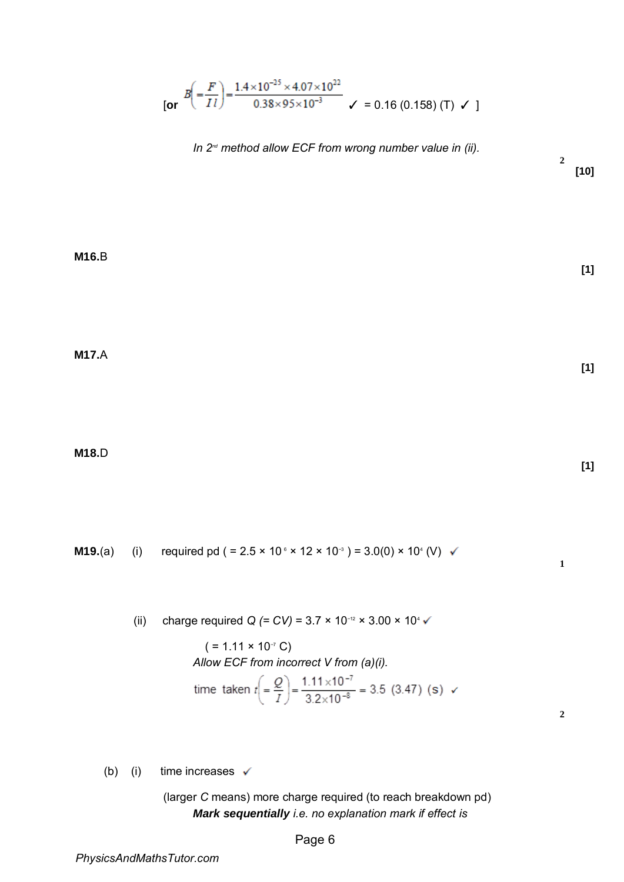[or $B\left(=\frac{F}{Il}\right)=\frac{1.4\times10^{-25}\times4.07\times10^{22}}{0.38\times95\times10^{-3}}$ ✓ = 0.16 (0.158) (T) ✓ ]

*In 2nd method allow ECF from wrong number value in (ii).*

2

**[10]**

**M16.**B

**[1]**

**M17.**A

**[1]**

**M18.**D

**[1]**

**M19.**(a) (i) required pd ( = $2.5\times10^{6}\times12\times10^{-3}$ ) = $3.0(0)\times10^{4}$ (V) ✓

1

(ii) charge required $Q$ *(= CV)* = $3.7\times10^{-12}\times3.00\times10^{4}$ ✓

( = $1.11\times10^{-7}$ C)

*Allow ECF from incorrect V from (a)(i).*

time taken $t\left(=\frac{Q}{I}\right)=\frac{1.11\times10^{-7}}{3.2\times10^{-8}}$ = 3.5 (3.47) (s) ✓

2

(b) (i) time increases ✓

(larger $C$ means) more charge required (to reach breakdown pd)

***Mark sequentially*** *i.e. no explanation mark if effect is*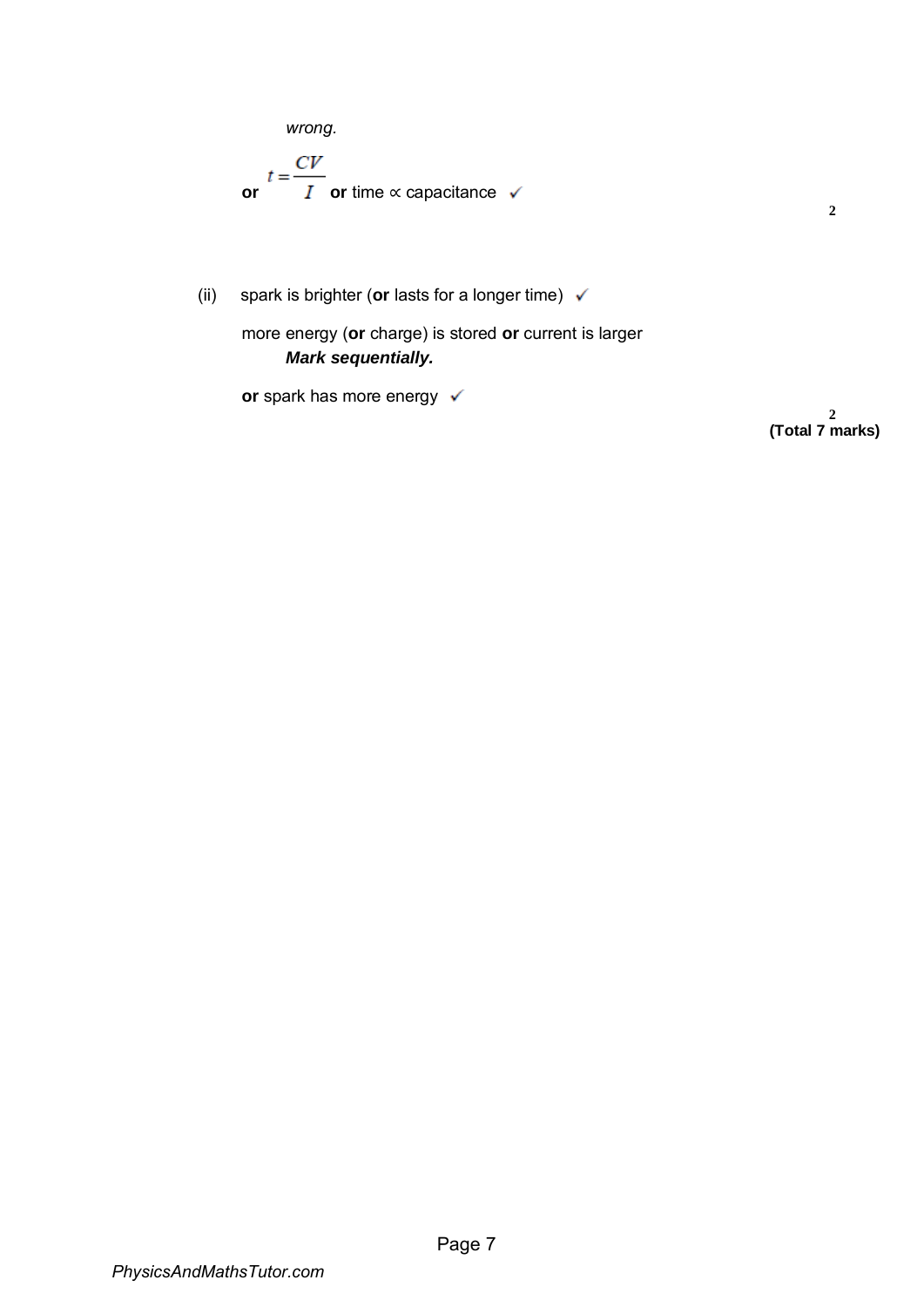*wrong.*

**or** $t = \dfrac{CV}{I}$ **or** time ∝ capacitance ✓

2

(ii) spark is brighter (**or** lasts for a longer time) ✓

more energy (**or** charge) is stored **or** current is larger

***Mark sequentially.***

**or** spark has more energy ✓

2

**(Total 7 marks)**